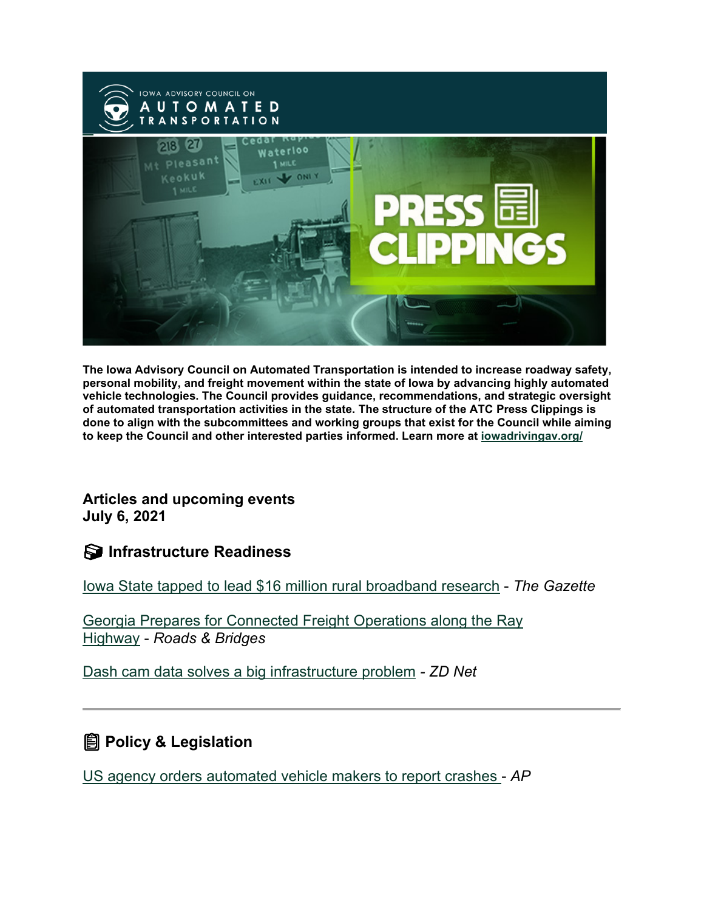The Iowa Advisory Council on Automated Transportation is intended to increase roadway safety, personal mobility, and freight movement within the state of Iowa by advancing highly automated vehicle technologies. The Council provides guidance, recommendations, and strategic oversight of automated transportation activities in the state. The structure of the ATC Press Clippings is done to align with the subcommittees and working groups that exist for the Council while aiming to keep the Council and other interested parties informed. Learn more at iowadrivingav.org/

**Articles and upcoming events**
**July 6, 2021**

## Infrastructure Readiness

Iowa State tapped to lead $16 million rural broadband research - *The Gazette*

Georgia Prepares for Connected Freight Operations along the Ray Highway - *Roads & Bridges*

Dash cam data solves a big infrastructure problem - *ZD Net*

---

## Policy & Legislation

US agency orders automated vehicle makers to report crashes - *AP*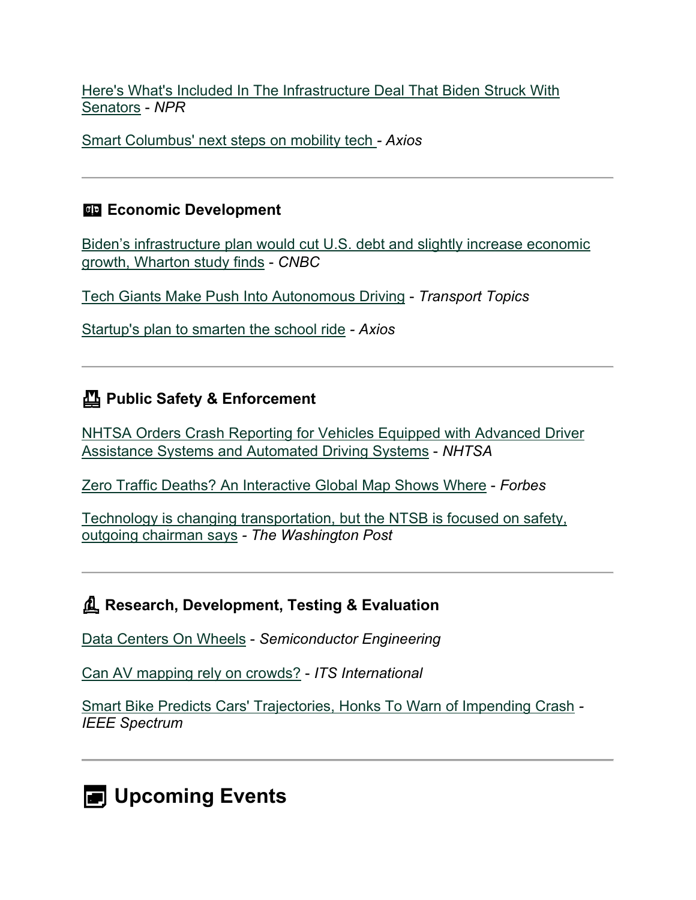Here's What's Included In The Infrastructure Deal That Biden Struck With Senators - *NPR*

Smart Columbus' next steps on mobility tech - *Axios*

---

### Economic Development

Biden's infrastructure plan would cut U.S. debt and slightly increase economic growth, Wharton study finds - *CNBC*

Tech Giants Make Push Into Autonomous Driving - *Transport Topics*

Startup's plan to smarten the school ride - *Axios*

---

### Public Safety & Enforcement

NHTSA Orders Crash Reporting for Vehicles Equipped with Advanced Driver Assistance Systems and Automated Driving Systems - *NHTSA*

Zero Traffic Deaths? An Interactive Global Map Shows Where - *Forbes*

Technology is changing transportation, but the NTSB is focused on safety, outgoing chairman says - *The Washington Post*

---

### Research, Development, Testing & Evaluation

Data Centers On Wheels - *Semiconductor Engineering*

Can AV mapping rely on crowds? - *ITS International*

Smart Bike Predicts Cars' Trajectories, Honks To Warn of Impending Crash - *IEEE Spectrum*

---

## Upcoming Events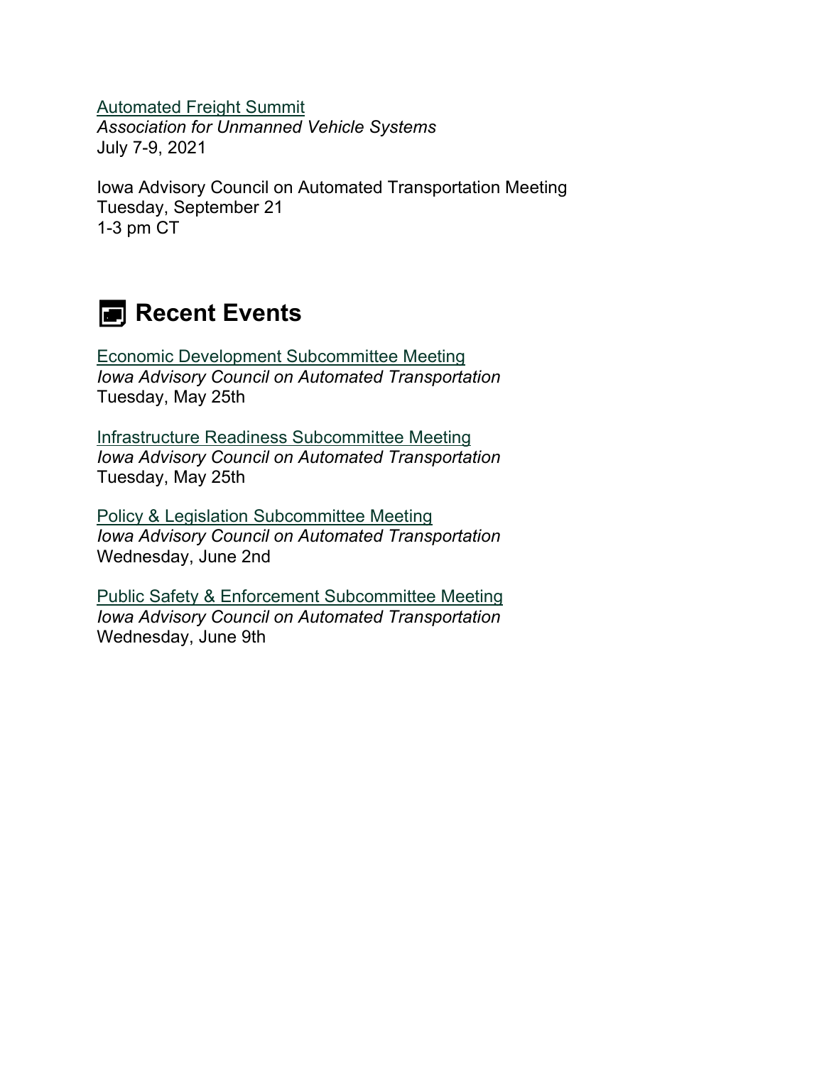Automated Freight Summit
*Association for Unmanned Vehicle Systems*
July 7-9, 2021

Iowa Advisory Council on Automated Transportation Meeting
Tuesday, September 21
1-3 pm CT

## Recent Events

Economic Development Subcommittee Meeting
*Iowa Advisory Council on Automated Transportation*
Tuesday, May 25th

Infrastructure Readiness Subcommittee Meeting
*Iowa Advisory Council on Automated Transportation*
Tuesday, May 25th

Policy & Legislation Subcommittee Meeting
*Iowa Advisory Council on Automated Transportation*
Wednesday, June 2nd

Public Safety & Enforcement Subcommittee Meeting
*Iowa Advisory Council on Automated Transportation*
Wednesday, June 9th